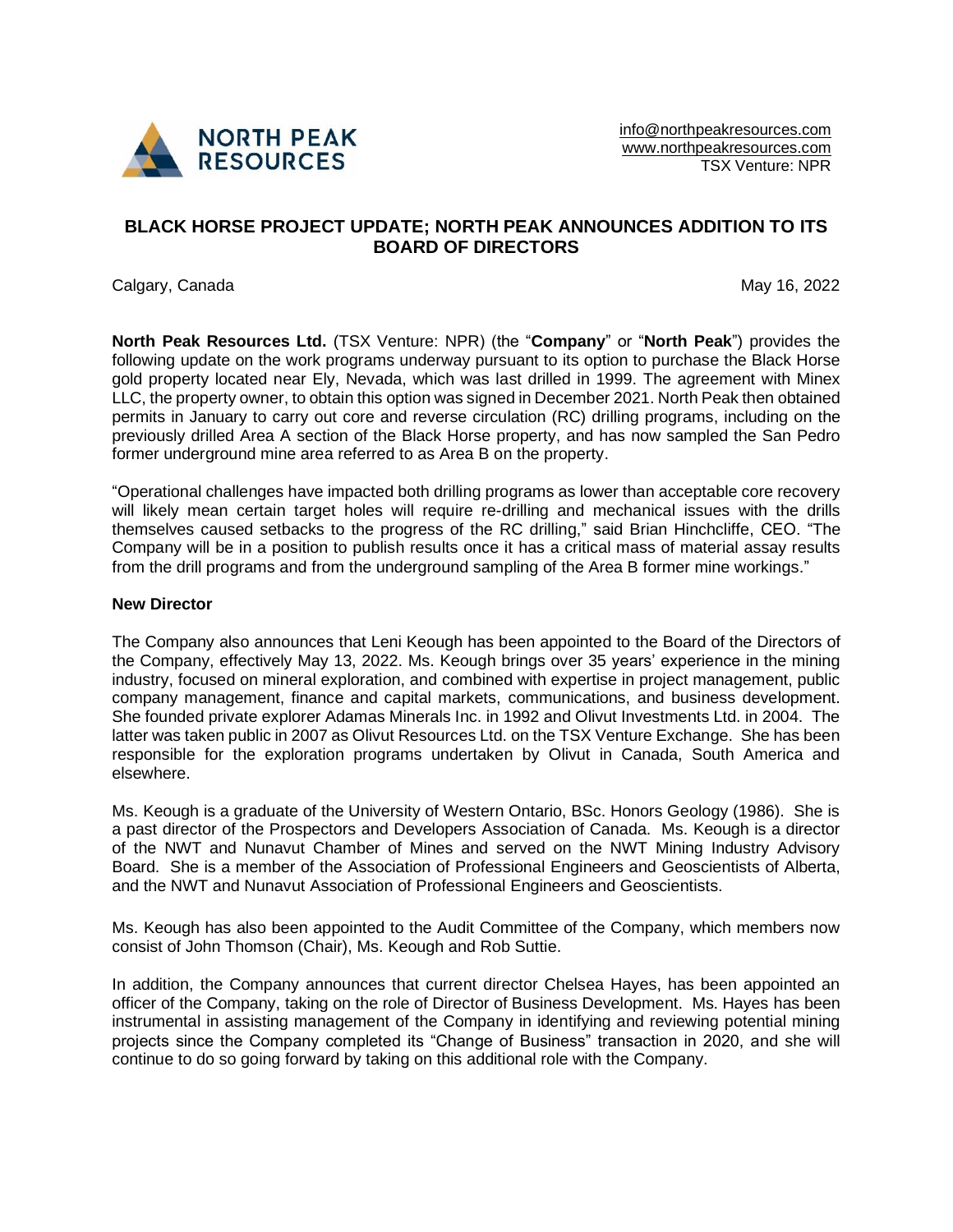info@northpeakresources.com
www.northpeakresources.com
TSX Venture: NPR

# BLACK HORSE PROJECT UPDATE; NORTH PEAK ANNOUNCES ADDITION TO ITS BOARD OF DIRECTORS

Calgary, Canada May 16, 2022

**North Peak Resources Ltd.** (TSX Venture: NPR) (the "**Company**" or "**North Peak**") provides the following update on the work programs underway pursuant to its option to purchase the Black Horse gold property located near Ely, Nevada, which was last drilled in 1999. The agreement with Minex LLC, the property owner, to obtain this option was signed in December 2021. North Peak then obtained permits in January to carry out core and reverse circulation (RC) drilling programs, including on the previously drilled Area A section of the Black Horse property, and has now sampled the San Pedro former underground mine area referred to as Area B on the property.

"Operational challenges have impacted both drilling programs as lower than acceptable core recovery will likely mean certain target holes will require re-drilling and mechanical issues with the drills themselves caused setbacks to the progress of the RC drilling," said Brian Hinchcliffe, CEO. "The Company will be in a position to publish results once it has a critical mass of material assay results from the drill programs and from the underground sampling of the Area B former mine workings."

**New Director**

The Company also announces that Leni Keough has been appointed to the Board of the Directors of the Company, effectively May 13, 2022. Ms. Keough brings over 35 years' experience in the mining industry, focused on mineral exploration, and combined with expertise in project management, public company management, finance and capital markets, communications, and business development. She founded private explorer Adamas Minerals Inc. in 1992 and Olivut Investments Ltd. in 2004. The latter was taken public in 2007 as Olivut Resources Ltd. on the TSX Venture Exchange. She has been responsible for the exploration programs undertaken by Olivut in Canada, South America and elsewhere.

Ms. Keough is a graduate of the University of Western Ontario, BSc. Honors Geology (1986). She is a past director of the Prospectors and Developers Association of Canada. Ms. Keough is a director of the NWT and Nunavut Chamber of Mines and served on the NWT Mining Industry Advisory Board. She is a member of the Association of Professional Engineers and Geoscientists of Alberta, and the NWT and Nunavut Association of Professional Engineers and Geoscientists.

Ms. Keough has also been appointed to the Audit Committee of the Company, which members now consist of John Thomson (Chair), Ms. Keough and Rob Suttie.

In addition, the Company announces that current director Chelsea Hayes, has been appointed an officer of the Company, taking on the role of Director of Business Development. Ms. Hayes has been instrumental in assisting management of the Company in identifying and reviewing potential mining projects since the Company completed its "Change of Business" transaction in 2020, and she will continue to do so going forward by taking on this additional role with the Company.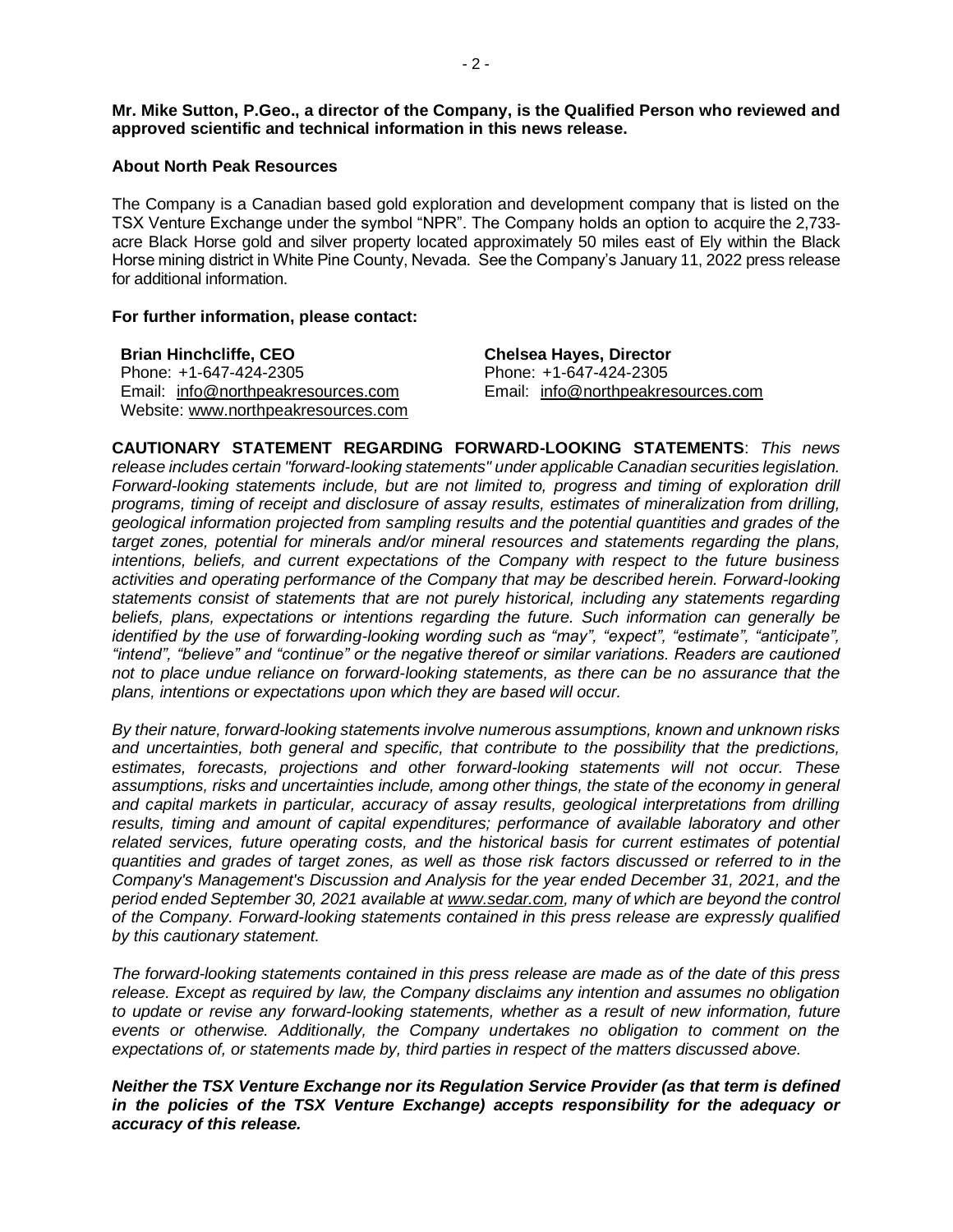**Mr. Mike Sutton, P.Geo., a director of the Company, is the Qualified Person who reviewed and approved scientific and technical information in this news release.**

**About North Peak Resources**

The Company is a Canadian based gold exploration and development company that is listed on the TSX Venture Exchange under the symbol "NPR". The Company holds an option to acquire the 2,733-acre Black Horse gold and silver property located approximately 50 miles east of Ely within the Black Horse mining district in White Pine County, Nevada. See the Company's January 11, 2022 press release for additional information.

**For further information, please contact:**

**Brian Hinchcliffe, CEO**
Phone: +1-647-424-2305
Email: info@northpeakresources.com
Website: www.northpeakresources.com

**Chelsea Hayes, Director**
Phone: +1-647-424-2305
Email: info@northpeakresources.com

**CAUTIONARY STATEMENT REGARDING FORWARD-LOOKING STATEMENTS**: *This news release includes certain "forward-looking statements" under applicable Canadian securities legislation. Forward-looking statements include, but are not limited to, progress and timing of exploration drill programs, timing of receipt and disclosure of assay results, estimates of mineralization from drilling, geological information projected from sampling results and the potential quantities and grades of the target zones, potential for minerals and/or mineral resources and statements regarding the plans, intentions, beliefs, and current expectations of the Company with respect to the future business activities and operating performance of the Company that may be described herein. Forward-looking statements consist of statements that are not purely historical, including any statements regarding beliefs, plans, expectations or intentions regarding the future. Such information can generally be identified by the use of forwarding-looking wording such as "may", "expect", "estimate", "anticipate", "intend", "believe" and "continue" or the negative thereof or similar variations. Readers are cautioned not to place undue reliance on forward-looking statements, as there can be no assurance that the plans, intentions or expectations upon which they are based will occur.*

*By their nature, forward-looking statements involve numerous assumptions, known and unknown risks and uncertainties, both general and specific, that contribute to the possibility that the predictions, estimates, forecasts, projections and other forward-looking statements will not occur. These assumptions, risks and uncertainties include, among other things, the state of the economy in general and capital markets in particular, accuracy of assay results, geological interpretations from drilling results, timing and amount of capital expenditures; performance of available laboratory and other related services, future operating costs, and the historical basis for current estimates of potential quantities and grades of target zones, as well as those risk factors discussed or referred to in the Company's Management's Discussion and Analysis for the year ended December 31, 2021, and the period ended September 30, 2021 available at www.sedar.com, many of which are beyond the control of the Company. Forward-looking statements contained in this press release are expressly qualified by this cautionary statement.*

*The forward-looking statements contained in this press release are made as of the date of this press release. Except as required by law, the Company disclaims any intention and assumes no obligation to update or revise any forward-looking statements, whether as a result of new information, future events or otherwise. Additionally, the Company undertakes no obligation to comment on the expectations of, or statements made by, third parties in respect of the matters discussed above.*

***Neither the TSX Venture Exchange nor its Regulation Service Provider (as that term is defined in the policies of the TSX Venture Exchange) accepts responsibility for the adequacy or accuracy of this release.***